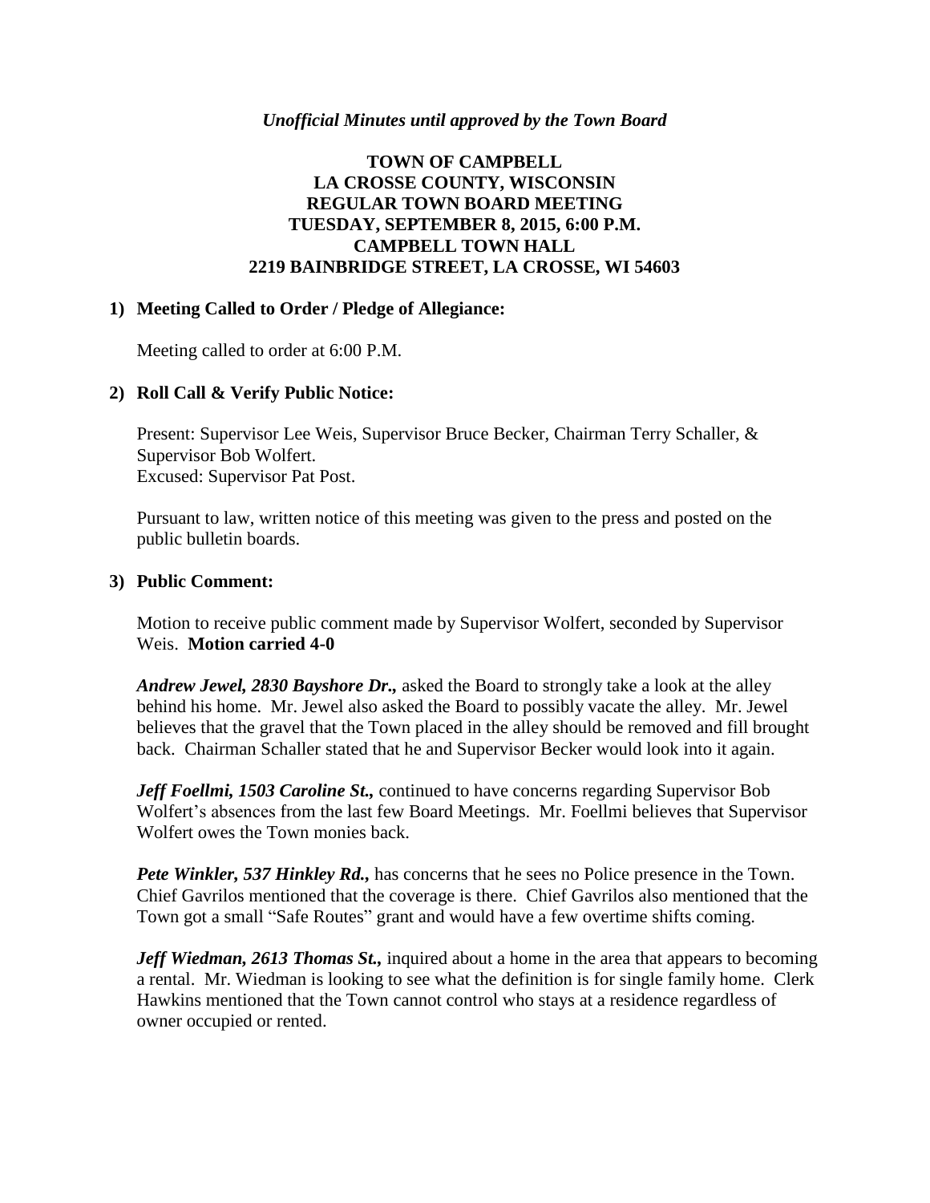*Unofficial Minutes until approved by the Town Board*

# TOWN OF CAMPBELL
## LA CROSSE COUNTY, WISCONSIN
## REGULAR TOWN BOARD MEETING
## TUESDAY, SEPTEMBER 8, 2015, 6:00 P.M.
## CAMPBELL TOWN HALL
## 2219 BAINBRIDGE STREET, LA CROSSE, WI 54603

### 1) Meeting Called to Order / Pledge of Allegiance:

Meeting called to order at 6:00 P.M.

### 2) Roll Call & Verify Public Notice:

Present: Supervisor Lee Weis, Supervisor Bruce Becker, Chairman Terry Schaller, & Supervisor Bob Wolfert.
Excused: Supervisor Pat Post.

Pursuant to law, written notice of this meeting was given to the press and posted on the public bulletin boards.

### 3) Public Comment:

Motion to receive public comment made by Supervisor Wolfert, seconded by Supervisor Weis. **Motion carried 4-0**

***Andrew Jewel, 2830 Bayshore Dr.,*** asked the Board to strongly take a look at the alley behind his home. Mr. Jewel also asked the Board to possibly vacate the alley. Mr. Jewel believes that the gravel that the Town placed in the alley should be removed and fill brought back. Chairman Schaller stated that he and Supervisor Becker would look into it again.

***Jeff Foellmi, 1503 Caroline St.,*** continued to have concerns regarding Supervisor Bob Wolfert's absences from the last few Board Meetings. Mr. Foellmi believes that Supervisor Wolfert owes the Town monies back.

***Pete Winkler, 537 Hinkley Rd.,*** has concerns that he sees no Police presence in the Town. Chief Gavrilos mentioned that the coverage is there. Chief Gavrilos also mentioned that the Town got a small "Safe Routes" grant and would have a few overtime shifts coming.

***Jeff Wiedman, 2613 Thomas St.,*** inquired about a home in the area that appears to becoming a rental. Mr. Wiedman is looking to see what the definition is for single family home. Clerk Hawkins mentioned that the Town cannot control who stays at a residence regardless of owner occupied or rented.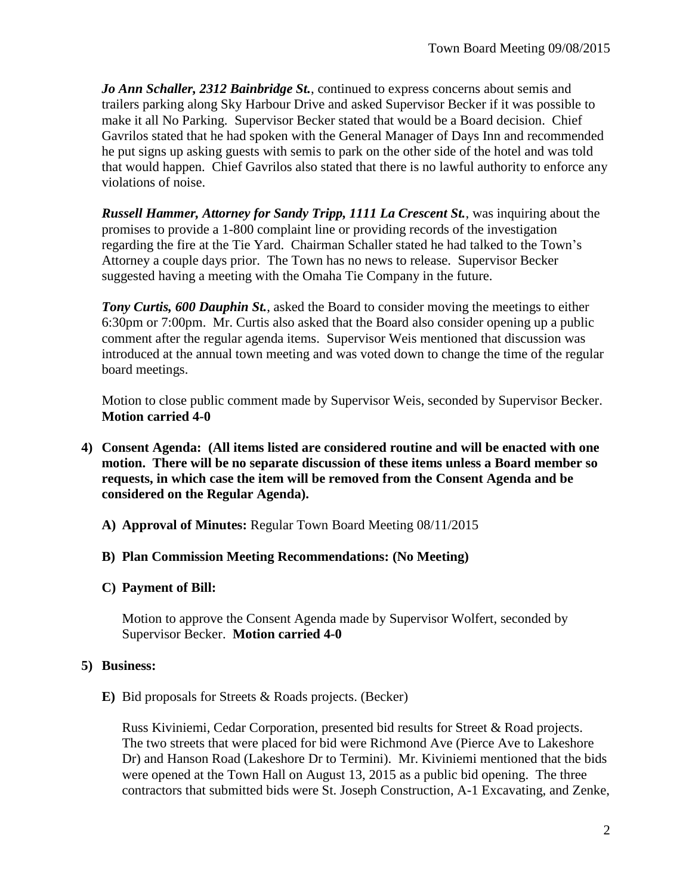***Jo Ann Schaller, 2312 Bainbridge St.***, continued to express concerns about semis and trailers parking along Sky Harbour Drive and asked Supervisor Becker if it was possible to make it all No Parking. Supervisor Becker stated that would be a Board decision. Chief Gavrilos stated that he had spoken with the General Manager of Days Inn and recommended he put signs up asking guests with semis to park on the other side of the hotel and was told that would happen. Chief Gavrilos also stated that there is no lawful authority to enforce any violations of noise.

***Russell Hammer, Attorney for Sandy Tripp, 1111 La Crescent St.***, was inquiring about the promises to provide a 1-800 complaint line or providing records of the investigation regarding the fire at the Tie Yard. Chairman Schaller stated he had talked to the Town's Attorney a couple days prior. The Town has no news to release. Supervisor Becker suggested having a meeting with the Omaha Tie Company in the future.

***Tony Curtis, 600 Dauphin St.***, asked the Board to consider moving the meetings to either 6:30pm or 7:00pm. Mr. Curtis also asked that the Board also consider opening up a public comment after the regular agenda items. Supervisor Weis mentioned that discussion was introduced at the annual town meeting and was voted down to change the time of the regular board meetings.

Motion to close public comment made by Supervisor Weis, seconded by Supervisor Becker. **Motion carried 4-0**

4) **Consent Agenda: (All items listed are considered routine and will be enacted with one motion. There will be no separate discussion of these items unless a Board member so requests, in which case the item will be removed from the Consent Agenda and be considered on the Regular Agenda).**

   A) **Approval of Minutes:** Regular Town Board Meeting 08/11/2015

   B) **Plan Commission Meeting Recommendations: (No Meeting)**

   C) **Payment of Bill:**

   Motion to approve the Consent Agenda made by Supervisor Wolfert, seconded by Supervisor Becker. **Motion carried 4-0**

5) **Business:**

   E) Bid proposals for Streets & Roads projects. (Becker)

   Russ Kiviniemi, Cedar Corporation, presented bid results for Street & Road projects. The two streets that were placed for bid were Richmond Ave (Pierce Ave to Lakeshore Dr) and Hanson Road (Lakeshore Dr to Termini). Mr. Kiviniemi mentioned that the bids were opened at the Town Hall on August 13, 2015 as a public bid opening. The three contractors that submitted bids were St. Joseph Construction, A-1 Excavating, and Zenke,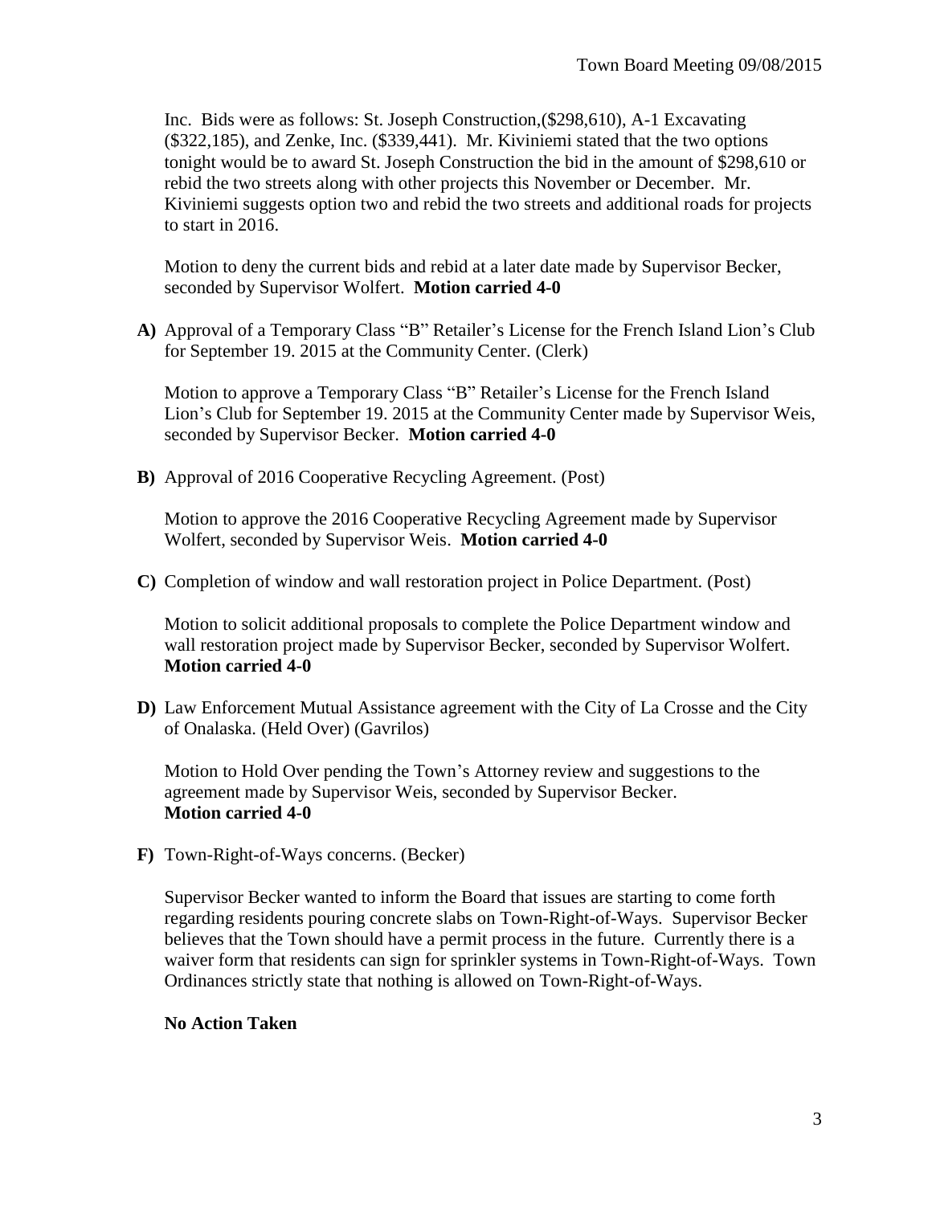Inc. Bids were as follows: St. Joseph Construction,($298,610), A-1 Excavating ($322,185), and Zenke, Inc. ($339,441). Mr. Kiviniemi stated that the two options tonight would be to award St. Joseph Construction the bid in the amount of $298,610 or rebid the two streets along with other projects this November or December. Mr. Kiviniemi suggests option two and rebid the two streets and additional roads for projects to start in 2016.

Motion to deny the current bids and rebid at a later date made by Supervisor Becker, seconded by Supervisor Wolfert. **Motion carried 4-0**

**A)** Approval of a Temporary Class "B" Retailer's License for the French Island Lion's Club for September 19. 2015 at the Community Center. (Clerk)

Motion to approve a Temporary Class "B" Retailer's License for the French Island Lion's Club for September 19. 2015 at the Community Center made by Supervisor Weis, seconded by Supervisor Becker. **Motion carried 4-0**

**B)** Approval of 2016 Cooperative Recycling Agreement. (Post)

Motion to approve the 2016 Cooperative Recycling Agreement made by Supervisor Wolfert, seconded by Supervisor Weis. **Motion carried 4-0**

**C)** Completion of window and wall restoration project in Police Department. (Post)

Motion to solicit additional proposals to complete the Police Department window and wall restoration project made by Supervisor Becker, seconded by Supervisor Wolfert. **Motion carried 4-0**

**D)** Law Enforcement Mutual Assistance agreement with the City of La Crosse and the City of Onalaska. (Held Over) (Gavrilos)

Motion to Hold Over pending the Town's Attorney review and suggestions to the agreement made by Supervisor Weis, seconded by Supervisor Becker. **Motion carried 4-0**

**F)** Town-Right-of-Ways concerns. (Becker)

Supervisor Becker wanted to inform the Board that issues are starting to come forth regarding residents pouring concrete slabs on Town-Right-of-Ways. Supervisor Becker believes that the Town should have a permit process in the future. Currently there is a waiver form that residents can sign for sprinkler systems in Town-Right-of-Ways. Town Ordinances strictly state that nothing is allowed on Town-Right-of-Ways.

**No Action Taken**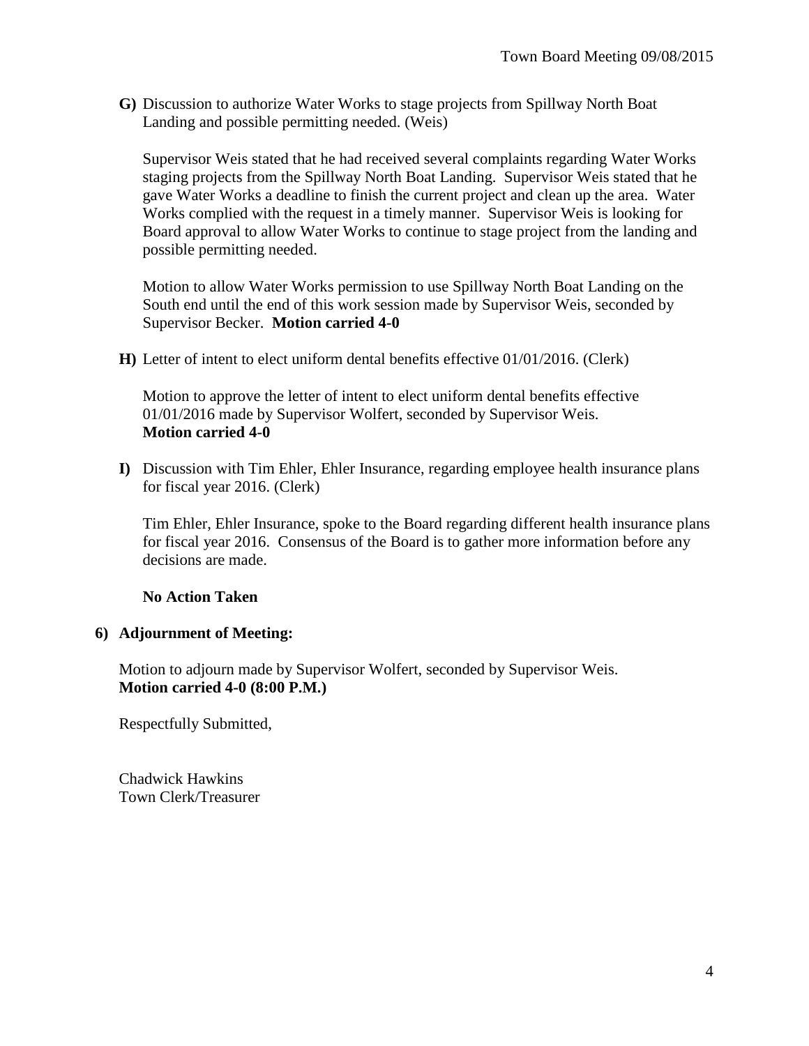**G)** Discussion to authorize Water Works to stage projects from Spillway North Boat Landing and possible permitting needed. (Weis)

Supervisor Weis stated that he had received several complaints regarding Water Works staging projects from the Spillway North Boat Landing. Supervisor Weis stated that he gave Water Works a deadline to finish the current project and clean up the area. Water Works complied with the request in a timely manner. Supervisor Weis is looking for Board approval to allow Water Works to continue to stage project from the landing and possible permitting needed.

Motion to allow Water Works permission to use Spillway North Boat Landing on the South end until the end of this work session made by Supervisor Weis, seconded by Supervisor Becker. **Motion carried 4-0**

**H)** Letter of intent to elect uniform dental benefits effective 01/01/2016. (Clerk)

Motion to approve the letter of intent to elect uniform dental benefits effective 01/01/2016 made by Supervisor Wolfert, seconded by Supervisor Weis. **Motion carried 4-0**

**I)** Discussion with Tim Ehler, Ehler Insurance, regarding employee health insurance plans for fiscal year 2016. (Clerk)

Tim Ehler, Ehler Insurance, spoke to the Board regarding different health insurance plans for fiscal year 2016. Consensus of the Board is to gather more information before any decisions are made.

**No Action Taken**

**6) Adjournment of Meeting:**

Motion to adjourn made by Supervisor Wolfert, seconded by Supervisor Weis. **Motion carried 4-0 (8:00 P.M.)**

Respectfully Submitted,

Chadwick Hawkins
Town Clerk/Treasurer